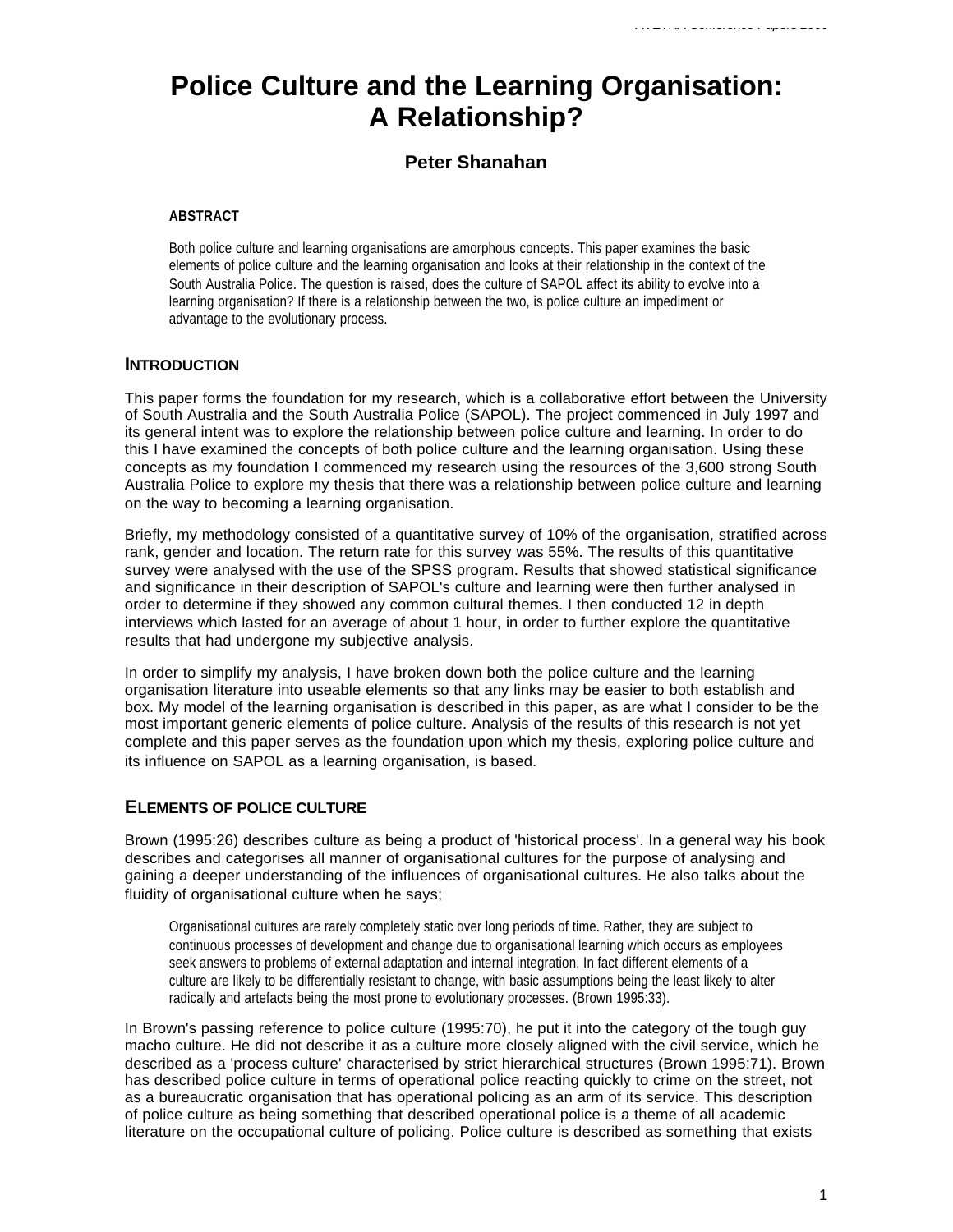# Police Culture and the Learning Organisation: A Relationship?

**Peter Shanahan**

### ABSTRACT

Both police culture and learning organisations are amorphous concepts. This paper examines the basic elements of police culture and the learning organisation and looks at their relationship in the context of the South Australia Police. The question is raised, does the culture of SAPOL affect its ability to evolve into a learning organisation? If there is a relationship between the two, is police culture an impediment or advantage to the evolutionary process.

## INTRODUCTION

This paper forms the foundation for my research, which is a collaborative effort between the University of South Australia and the South Australia Police (SAPOL). The project commenced in July 1997 and its general intent was to explore the relationship between police culture and learning. In order to do this I have examined the concepts of both police culture and the learning organisation. Using these concepts as my foundation I commenced my research using the resources of the 3,600 strong South Australia Police to explore my thesis that there was a relationship between police culture and learning on the way to becoming a learning organisation.

Briefly, my methodology consisted of a quantitative survey of 10% of the organisation, stratified across rank, gender and location. The return rate for this survey was 55%. The results of this quantitative survey were analysed with the use of the SPSS program. Results that showed statistical significance and significance in their description of SAPOL's culture and learning were then further analysed in order to determine if they showed any common cultural themes. I then conducted 12 in depth interviews which lasted for an average of about 1 hour, in order to further explore the quantitative results that had undergone my subjective analysis.

In order to simplify my analysis, I have broken down both the police culture and the learning organisation literature into useable elements so that any links may be easier to both establish and box. My model of the learning organisation is described in this paper, as are what I consider to be the most important generic elements of police culture. Analysis of the results of this research is not yet complete and this paper serves as the foundation upon which my thesis, exploring police culture and its influence on SAPOL as a learning organisation, is based.

## ELEMENTS OF POLICE CULTURE

Brown (1995:26) describes culture as being a product of 'historical process'. In a general way his book describes and categorises all manner of organisational cultures for the purpose of analysing and gaining a deeper understanding of the influences of organisational cultures. He also talks about the fluidity of organisational culture when he says;

> Organisational cultures are rarely completely static over long periods of time. Rather, they are subject to continuous processes of development and change due to organisational learning which occurs as employees seek answers to problems of external adaptation and internal integration. In fact different elements of a culture are likely to be differentially resistant to change, with basic assumptions being the least likely to alter radically and artefacts being the most prone to evolutionary processes. (Brown 1995:33).

In Brown's passing reference to police culture (1995:70), he put it into the category of the tough guy macho culture. He did not describe it as a culture more closely aligned with the civil service, which he described as a 'process culture' characterised by strict hierarchical structures (Brown 1995:71). Brown has described police culture in terms of operational police reacting quickly to crime on the street, not as a bureaucratic organisation that has operational policing as an arm of its service. This description of police culture as being something that described operational police is a theme of all academic literature on the occupational culture of policing. Police culture is described as something that exists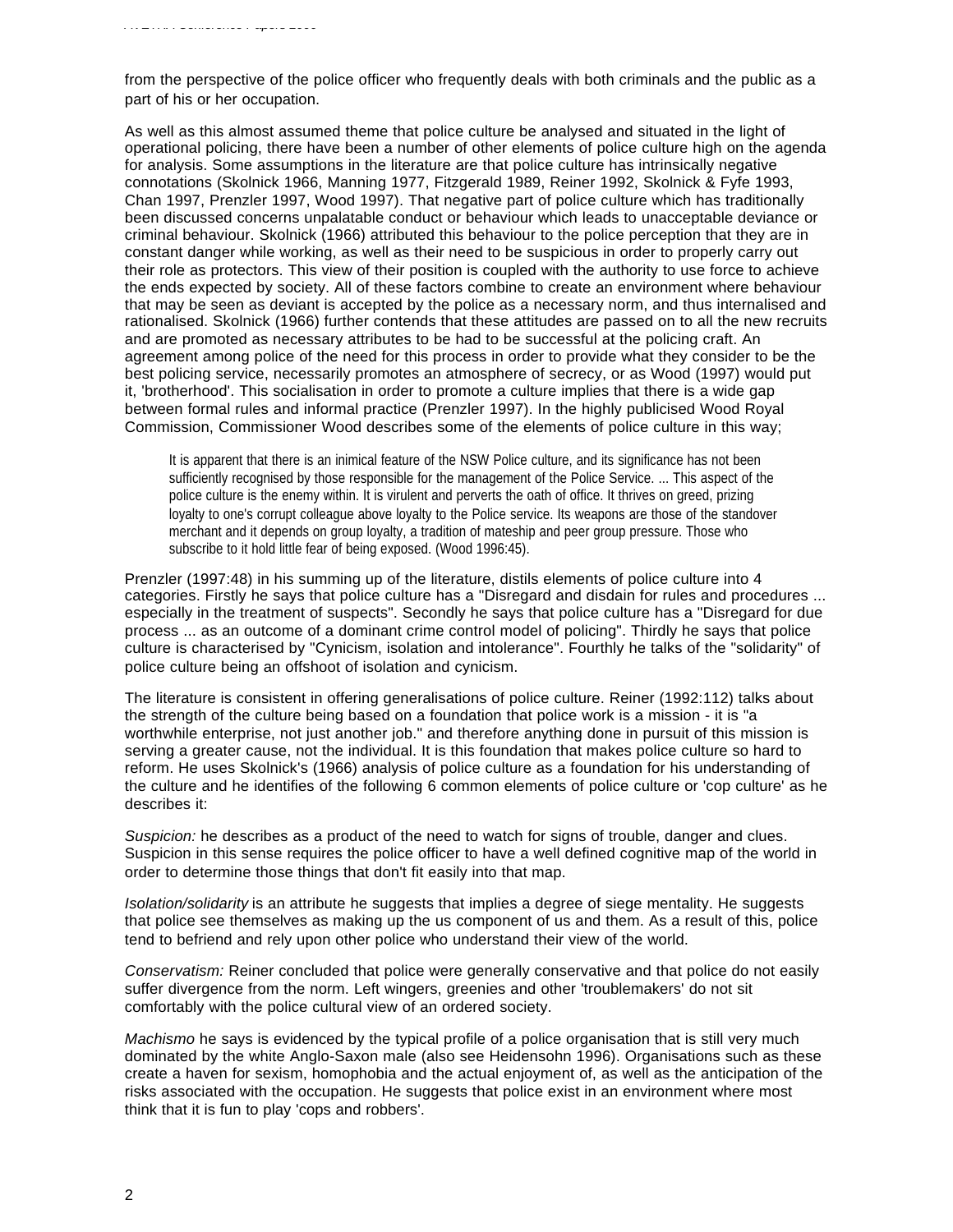from the perspective of the police officer who frequently deals with both criminals and the public as a part of his or her occupation.

As well as this almost assumed theme that police culture be analysed and situated in the light of operational policing, there have been a number of other elements of police culture high on the agenda for analysis. Some assumptions in the literature are that police culture has intrinsically negative connotations (Skolnick 1966, Manning 1977, Fitzgerald 1989, Reiner 1992, Skolnick & Fyfe 1993, Chan 1997, Prenzler 1997, Wood 1997). That negative part of police culture which has traditionally been discussed concerns unpalatable conduct or behaviour which leads to unacceptable deviance or criminal behaviour. Skolnick (1966) attributed this behaviour to the police perception that they are in constant danger while working, as well as their need to be suspicious in order to properly carry out their role as protectors. This view of their position is coupled with the authority to use force to achieve the ends expected by society. All of these factors combine to create an environment where behaviour that may be seen as deviant is accepted by the police as a necessary norm, and thus internalised and rationalised. Skolnick (1966) further contends that these attitudes are passed on to all the new recruits and are promoted as necessary attributes to be had to be successful at the policing craft. An agreement among police of the need for this process in order to provide what they consider to be the best policing service, necessarily promotes an atmosphere of secrecy, or as Wood (1997) would put it, 'brotherhood'. This socialisation in order to promote a culture implies that there is a wide gap between formal rules and informal practice (Prenzler 1997). In the highly publicised Wood Royal Commission, Commissioner Wood describes some of the elements of police culture in this way;

> It is apparent that there is an inimical feature of the NSW Police culture, and its significance has not been sufficiently recognised by those responsible for the management of the Police Service. ... This aspect of the police culture is the enemy within. It is virulent and perverts the oath of office. It thrives on greed, prizing loyalty to one's corrupt colleague above loyalty to the Police service. Its weapons are those of the standover merchant and it depends on group loyalty, a tradition of mateship and peer group pressure. Those who subscribe to it hold little fear of being exposed. (Wood 1996:45).

Prenzler (1997:48) in his summing up of the literature, distils elements of police culture into 4 categories. Firstly he says that police culture has a "Disregard and disdain for rules and procedures ... especially in the treatment of suspects". Secondly he says that police culture has a "Disregard for due process ... as an outcome of a dominant crime control model of policing". Thirdly he says that police culture is characterised by "Cynicism, isolation and intolerance". Fourthly he talks of the "solidarity" of police culture being an offshoot of isolation and cynicism.

The literature is consistent in offering generalisations of police culture. Reiner (1992:112) talks about the strength of the culture being based on a foundation that police work is a mission - it is "a worthwhile enterprise, not just another job." and therefore anything done in pursuit of this mission is serving a greater cause, not the individual. It is this foundation that makes police culture so hard to reform. He uses Skolnick's (1966) analysis of police culture as a foundation for his understanding of the culture and he identifies of the following 6 common elements of police culture or 'cop culture' as he describes it:

*Suspicion:* he describes as a product of the need to watch for signs of trouble, danger and clues. Suspicion in this sense requires the police officer to have a well defined cognitive map of the world in order to determine those things that don't fit easily into that map.

*Isolation/solidarity* is an attribute he suggests that implies a degree of siege mentality. He suggests that police see themselves as making up the us component of us and them. As a result of this, police tend to befriend and rely upon other police who understand their view of the world.

*Conservatism:* Reiner concluded that police were generally conservative and that police do not easily suffer divergence from the norm. Left wingers, greenies and other 'troublemakers' do not sit comfortably with the police cultural view of an ordered society.

*Machismo* he says is evidenced by the typical profile of a police organisation that is still very much dominated by the white Anglo-Saxon male (also see Heidensohn 1996). Organisations such as these create a haven for sexism, homophobia and the actual enjoyment of, as well as the anticipation of the risks associated with the occupation. He suggests that police exist in an environment where most think that it is fun to play 'cops and robbers'.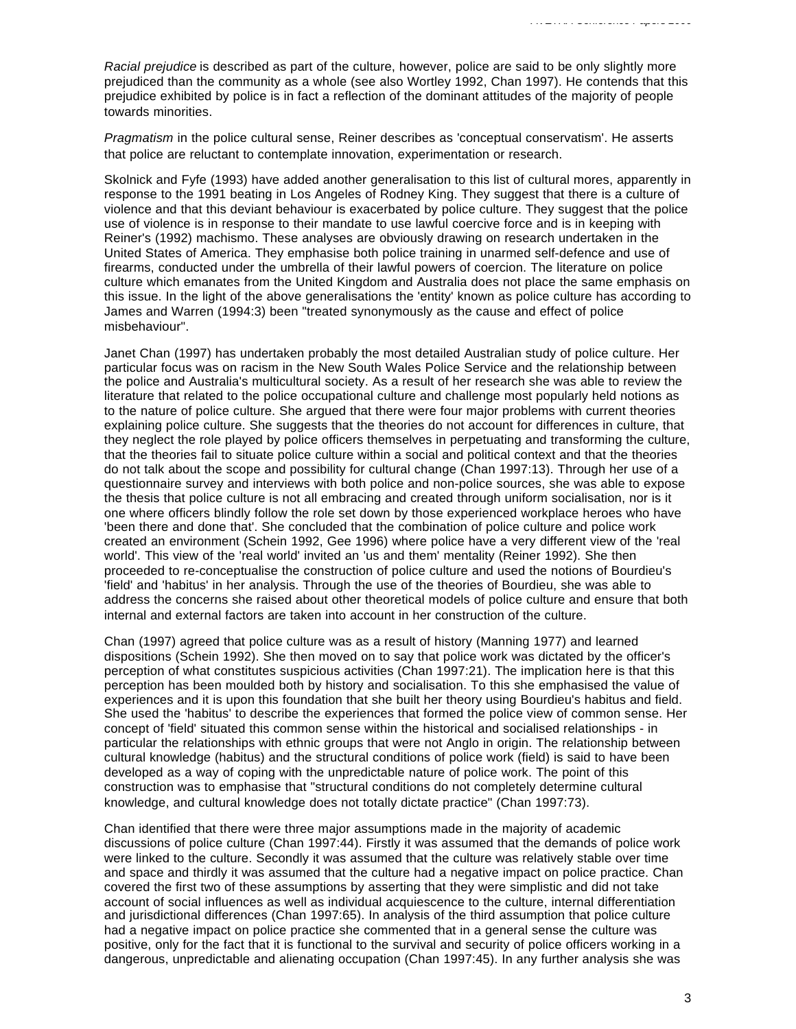*Racial prejudice* is described as part of the culture, however, police are said to be only slightly more prejudiced than the community as a whole (see also Wortley 1992, Chan 1997). He contends that this prejudice exhibited by police is in fact a reflection of the dominant attitudes of the majority of people towards minorities.

*Pragmatism* in the police cultural sense, Reiner describes as 'conceptual conservatism'. He asserts that police are reluctant to contemplate innovation, experimentation or research.

Skolnick and Fyfe (1993) have added another generalisation to this list of cultural mores, apparently in response to the 1991 beating in Los Angeles of Rodney King. They suggest that there is a culture of violence and that this deviant behaviour is exacerbated by police culture. They suggest that the police use of violence is in response to their mandate to use lawful coercive force and is in keeping with Reiner's (1992) machismo. These analyses are obviously drawing on research undertaken in the United States of America. They emphasise both police training in unarmed self-defence and use of firearms, conducted under the umbrella of their lawful powers of coercion. The literature on police culture which emanates from the United Kingdom and Australia does not place the same emphasis on this issue. In the light of the above generalisations the 'entity' known as police culture has according to James and Warren (1994:3) been "treated synonymously as the cause and effect of police misbehaviour".

Janet Chan (1997) has undertaken probably the most detailed Australian study of police culture. Her particular focus was on racism in the New South Wales Police Service and the relationship between the police and Australia's multicultural society. As a result of her research she was able to review the literature that related to the police occupational culture and challenge most popularly held notions as to the nature of police culture. She argued that there were four major problems with current theories explaining police culture. She suggests that the theories do not account for differences in culture, that they neglect the role played by police officers themselves in perpetuating and transforming the culture, that the theories fail to situate police culture within a social and political context and that the theories do not talk about the scope and possibility for cultural change (Chan 1997:13). Through her use of a questionnaire survey and interviews with both police and non-police sources, she was able to expose the thesis that police culture is not all embracing and created through uniform socialisation, nor is it one where officers blindly follow the role set down by those experienced workplace heroes who have 'been there and done that'. She concluded that the combination of police culture and police work created an environment (Schein 1992, Gee 1996) where police have a very different view of the 'real world'. This view of the 'real world' invited an 'us and them' mentality (Reiner 1992). She then proceeded to re-conceptualise the construction of police culture and used the notions of Bourdieu's 'field' and 'habitus' in her analysis. Through the use of the theories of Bourdieu, she was able to address the concerns she raised about other theoretical models of police culture and ensure that both internal and external factors are taken into account in her construction of the culture.

Chan (1997) agreed that police culture was as a result of history (Manning 1977) and learned dispositions (Schein 1992). She then moved on to say that police work was dictated by the officer's perception of what constitutes suspicious activities (Chan 1997:21). The implication here is that this perception has been moulded both by history and socialisation. To this she emphasised the value of experiences and it is upon this foundation that she built her theory using Bourdieu's habitus and field. She used the 'habitus' to describe the experiences that formed the police view of common sense. Her concept of 'field' situated this common sense within the historical and socialised relationships - in particular the relationships with ethnic groups that were not Anglo in origin. The relationship between cultural knowledge (habitus) and the structural conditions of police work (field) is said to have been developed as a way of coping with the unpredictable nature of police work. The point of this construction was to emphasise that "structural conditions do not completely determine cultural knowledge, and cultural knowledge does not totally dictate practice" (Chan 1997:73).

Chan identified that there were three major assumptions made in the majority of academic discussions of police culture (Chan 1997:44). Firstly it was assumed that the demands of police work were linked to the culture. Secondly it was assumed that the culture was relatively stable over time and space and thirdly it was assumed that the culture had a negative impact on police practice. Chan covered the first two of these assumptions by asserting that they were simplistic and did not take account of social influences as well as individual acquiescence to the culture, internal differentiation and jurisdictional differences (Chan 1997:65). In analysis of the third assumption that police culture had a negative impact on police practice she commented that in a general sense the culture was positive, only for the fact that it is functional to the survival and security of police officers working in a dangerous, unpredictable and alienating occupation (Chan 1997:45). In any further analysis she was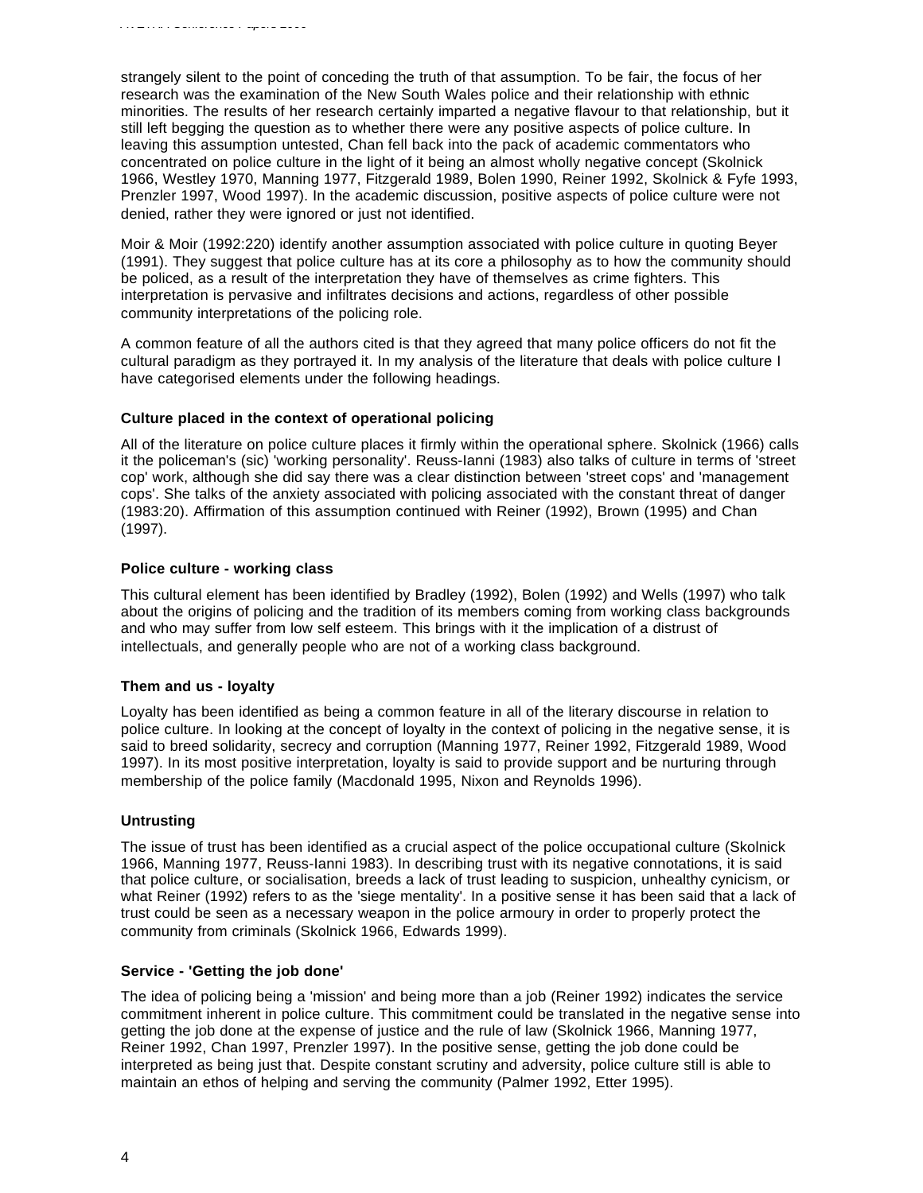strangely silent to the point of conceding the truth of that assumption. To be fair, the focus of her research was the examination of the New South Wales police and their relationship with ethnic minorities. The results of her research certainly imparted a negative flavour to that relationship, but it still left begging the question as to whether there were any positive aspects of police culture. In leaving this assumption untested, Chan fell back into the pack of academic commentators who concentrated on police culture in the light of it being an almost wholly negative concept (Skolnick 1966, Westley 1970, Manning 1977, Fitzgerald 1989, Bolen 1990, Reiner 1992, Skolnick & Fyfe 1993, Prenzler 1997, Wood 1997). In the academic discussion, positive aspects of police culture were not denied, rather they were ignored or just not identified.

Moir & Moir (1992:220) identify another assumption associated with police culture in quoting Beyer (1991). They suggest that police culture has at its core a philosophy as to how the community should be policed, as a result of the interpretation they have of themselves as crime fighters. This interpretation is pervasive and infiltrates decisions and actions, regardless of other possible community interpretations of the policing role.

A common feature of all the authors cited is that they agreed that many police officers do not fit the cultural paradigm as they portrayed it. In my analysis of the literature that deals with police culture I have categorised elements under the following headings.

**Culture placed in the context of operational policing**

All of the literature on police culture places it firmly within the operational sphere. Skolnick (1966) calls it the policeman's (sic) 'working personality'. Reuss-Ianni (1983) also talks of culture in terms of 'street cop' work, although she did say there was a clear distinction between 'street cops' and 'management cops'. She talks of the anxiety associated with policing associated with the constant threat of danger (1983:20). Affirmation of this assumption continued with Reiner (1992), Brown (1995) and Chan (1997).

**Police culture - working class**

This cultural element has been identified by Bradley (1992), Bolen (1992) and Wells (1997) who talk about the origins of policing and the tradition of its members coming from working class backgrounds and who may suffer from low self esteem. This brings with it the implication of a distrust of intellectuals, and generally people who are not of a working class background.

**Them and us - loyalty**

Loyalty has been identified as being a common feature in all of the literary discourse in relation to police culture. In looking at the concept of loyalty in the context of policing in the negative sense, it is said to breed solidarity, secrecy and corruption (Manning 1977, Reiner 1992, Fitzgerald 1989, Wood 1997). In its most positive interpretation, loyalty is said to provide support and be nurturing through membership of the police family (Macdonald 1995, Nixon and Reynolds 1996).

**Untrusting**

The issue of trust has been identified as a crucial aspect of the police occupational culture (Skolnick 1966, Manning 1977, Reuss-Ianni 1983). In describing trust with its negative connotations, it is said that police culture, or socialisation, breeds a lack of trust leading to suspicion, unhealthy cynicism, or what Reiner (1992) refers to as the 'siege mentality'. In a positive sense it has been said that a lack of trust could be seen as a necessary weapon in the police armoury in order to properly protect the community from criminals (Skolnick 1966, Edwards 1999).

**Service - 'Getting the job done'**

The idea of policing being a 'mission' and being more than a job (Reiner 1992) indicates the service commitment inherent in police culture. This commitment could be translated in the negative sense into getting the job done at the expense of justice and the rule of law (Skolnick 1966, Manning 1977, Reiner 1992, Chan 1997, Prenzler 1997). In the positive sense, getting the job done could be interpreted as being just that. Despite constant scrutiny and adversity, police culture still is able to maintain an ethos of helping and serving the community (Palmer 1992, Etter 1995).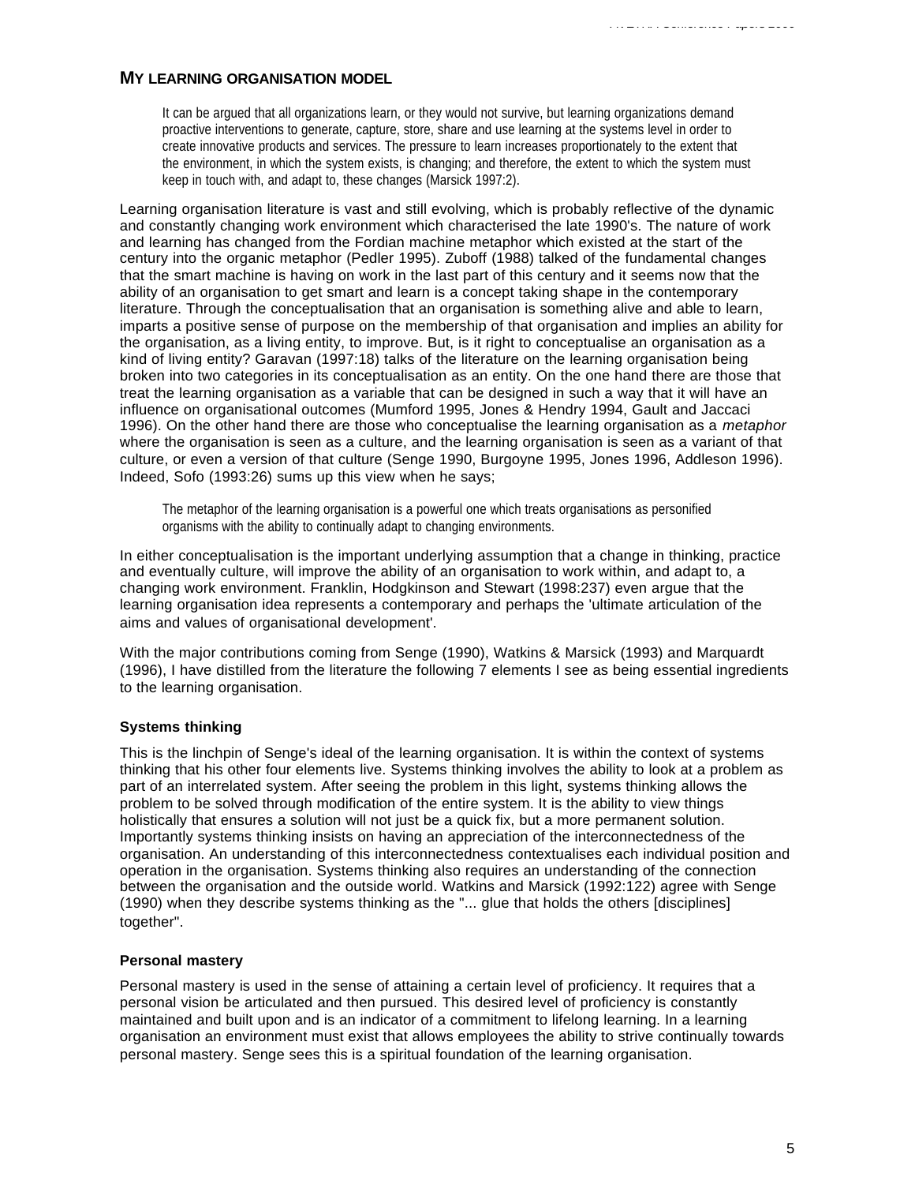## MY LEARNING ORGANISATION MODEL

> It can be argued that all organizations learn, or they would not survive, but learning organizations demand proactive interventions to generate, capture, store, share and use learning at the systems level in order to create innovative products and services. The pressure to learn increases proportionately to the extent that the environment, in which the system exists, is changing; and therefore, the extent to which the system must keep in touch with, and adapt to, these changes (Marsick 1997:2).

Learning organisation literature is vast and still evolving, which is probably reflective of the dynamic and constantly changing work environment which characterised the late 1990's. The nature of work and learning has changed from the Fordian machine metaphor which existed at the start of the century into the organic metaphor (Pedler 1995). Zuboff (1988) talked of the fundamental changes that the smart machine is having on work in the last part of this century and it seems now that the ability of an organisation to get smart and learn is a concept taking shape in the contemporary literature. Through the conceptualisation that an organisation is something alive and able to learn, imparts a positive sense of purpose on the membership of that organisation and implies an ability for the organisation, as a living entity, to improve. But, is it right to conceptualise an organisation as a kind of living entity? Garavan (1997:18) talks of the literature on the learning organisation being broken into two categories in its conceptualisation as an entity. On the one hand there are those that treat the learning organisation as a variable that can be designed in such a way that it will have an influence on organisational outcomes (Mumford 1995, Jones & Hendry 1994, Gault and Jaccaci 1996). On the other hand there are those who conceptualise the learning organisation as a *metaphor* where the organisation is seen as a culture, and the learning organisation is seen as a variant of that culture, or even a version of that culture (Senge 1990, Burgoyne 1995, Jones 1996, Addleson 1996). Indeed, Sofo (1993:26) sums up this view when he says;

> The metaphor of the learning organisation is a powerful one which treats organisations as personified organisms with the ability to continually adapt to changing environments.

In either conceptualisation is the important underlying assumption that a change in thinking, practice and eventually culture, will improve the ability of an organisation to work within, and adapt to, a changing work environment. Franklin, Hodgkinson and Stewart (1998:237) even argue that the learning organisation idea represents a contemporary and perhaps the 'ultimate articulation of the aims and values of organisational development'.

With the major contributions coming from Senge (1990), Watkins & Marsick (1993) and Marquardt (1996), I have distilled from the literature the following 7 elements I see as being essential ingredients to the learning organisation.

### Systems thinking

This is the linchpin of Senge's ideal of the learning organisation. It is within the context of systems thinking that his other four elements live. Systems thinking involves the ability to look at a problem as part of an interrelated system. After seeing the problem in this light, systems thinking allows the problem to be solved through modification of the entire system. It is the ability to view things holistically that ensures a solution will not just be a quick fix, but a more permanent solution. Importantly systems thinking insists on having an appreciation of the interconnectedness of the organisation. An understanding of this interconnectedness contextualises each individual position and operation in the organisation. Systems thinking also requires an understanding of the connection between the organisation and the outside world. Watkins and Marsick (1992:122) agree with Senge (1990) when they describe systems thinking as the "... glue that holds the others [disciplines] together".

### Personal mastery

Personal mastery is used in the sense of attaining a certain level of proficiency. It requires that a personal vision be articulated and then pursued. This desired level of proficiency is constantly maintained and built upon and is an indicator of a commitment to lifelong learning. In a learning organisation an environment must exist that allows employees the ability to strive continually towards personal mastery. Senge sees this is a spiritual foundation of the learning organisation.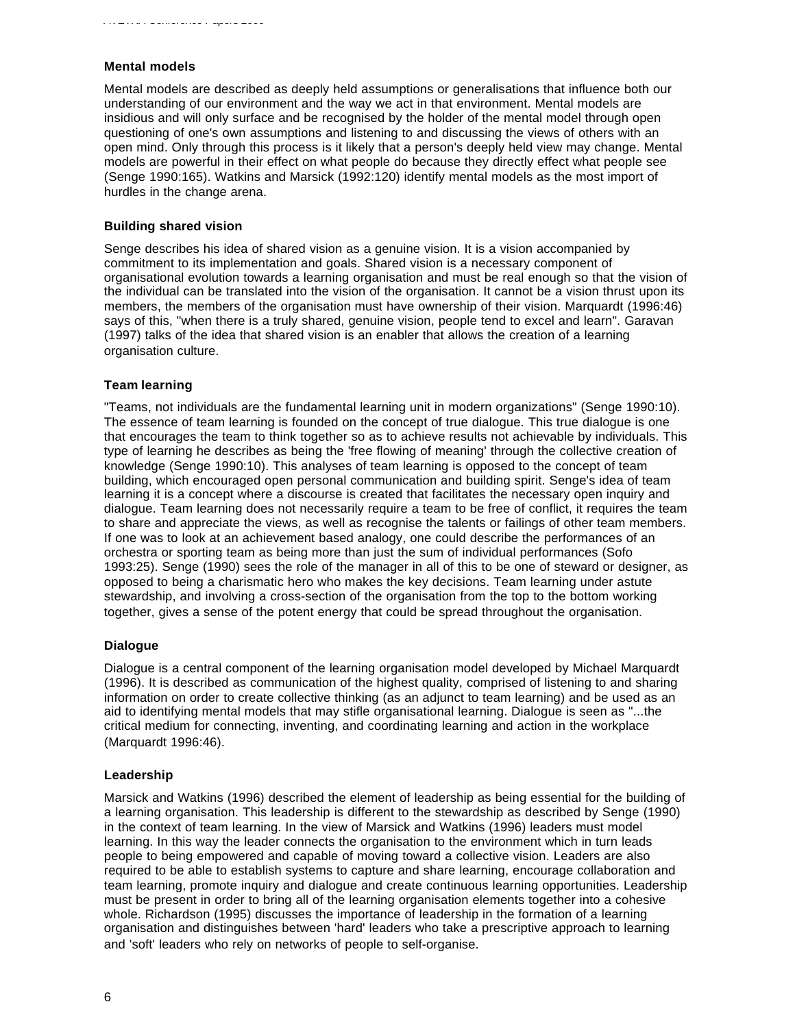### Mental models

Mental models are described as deeply held assumptions or generalisations that influence both our understanding of our environment and the way we act in that environment. Mental models are insidious and will only surface and be recognised by the holder of the mental model through open questioning of one's own assumptions and listening to and discussing the views of others with an open mind. Only through this process is it likely that a person's deeply held view may change. Mental models are powerful in their effect on what people do because they directly effect what people see (Senge 1990:165). Watkins and Marsick (1992:120) identify mental models as the most import of hurdles in the change arena.

### Building shared vision

Senge describes his idea of shared vision as a genuine vision. It is a vision accompanied by commitment to its implementation and goals. Shared vision is a necessary component of organisational evolution towards a learning organisation and must be real enough so that the vision of the individual can be translated into the vision of the organisation. It cannot be a vision thrust upon its members, the members of the organisation must have ownership of their vision. Marquardt (1996:46) says of this, "when there is a truly shared, genuine vision, people tend to excel and learn". Garavan (1997) talks of the idea that shared vision is an enabler that allows the creation of a learning organisation culture.

### Team learning

"Teams, not individuals are the fundamental learning unit in modern organizations" (Senge 1990:10). The essence of team learning is founded on the concept of true dialogue. This true dialogue is one that encourages the team to think together so as to achieve results not achievable by individuals. This type of learning he describes as being the 'free flowing of meaning' through the collective creation of knowledge (Senge 1990:10). This analyses of team learning is opposed to the concept of team building, which encouraged open personal communication and building spirit. Senge's idea of team learning it is a concept where a discourse is created that facilitates the necessary open inquiry and dialogue. Team learning does not necessarily require a team to be free of conflict, it requires the team to share and appreciate the views, as well as recognise the talents or failings of other team members. If one was to look at an achievement based analogy, one could describe the performances of an orchestra or sporting team as being more than just the sum of individual performances (Sofo 1993:25). Senge (1990) sees the role of the manager in all of this to be one of steward or designer, as opposed to being a charismatic hero who makes the key decisions. Team learning under astute stewardship, and involving a cross-section of the organisation from the top to the bottom working together, gives a sense of the potent energy that could be spread throughout the organisation.

### Dialogue

Dialogue is a central component of the learning organisation model developed by Michael Marquardt (1996). It is described as communication of the highest quality, comprised of listening to and sharing information on order to create collective thinking (as an adjunct to team learning) and be used as an aid to identifying mental models that may stifle organisational learning. Dialogue is seen as "...the critical medium for connecting, inventing, and coordinating learning and action in the workplace (Marquardt 1996:46).

### Leadership

Marsick and Watkins (1996) described the element of leadership as being essential for the building of a learning organisation. This leadership is different to the stewardship as described by Senge (1990) in the context of team learning. In the view of Marsick and Watkins (1996) leaders must model learning. In this way the leader connects the organisation to the environment which in turn leads people to being empowered and capable of moving toward a collective vision. Leaders are also required to be able to establish systems to capture and share learning, encourage collaboration and team learning, promote inquiry and dialogue and create continuous learning opportunities. Leadership must be present in order to bring all of the learning organisation elements together into a cohesive whole. Richardson (1995) discusses the importance of leadership in the formation of a learning organisation and distinguishes between 'hard' leaders who take a prescriptive approach to learning and 'soft' leaders who rely on networks of people to self-organise.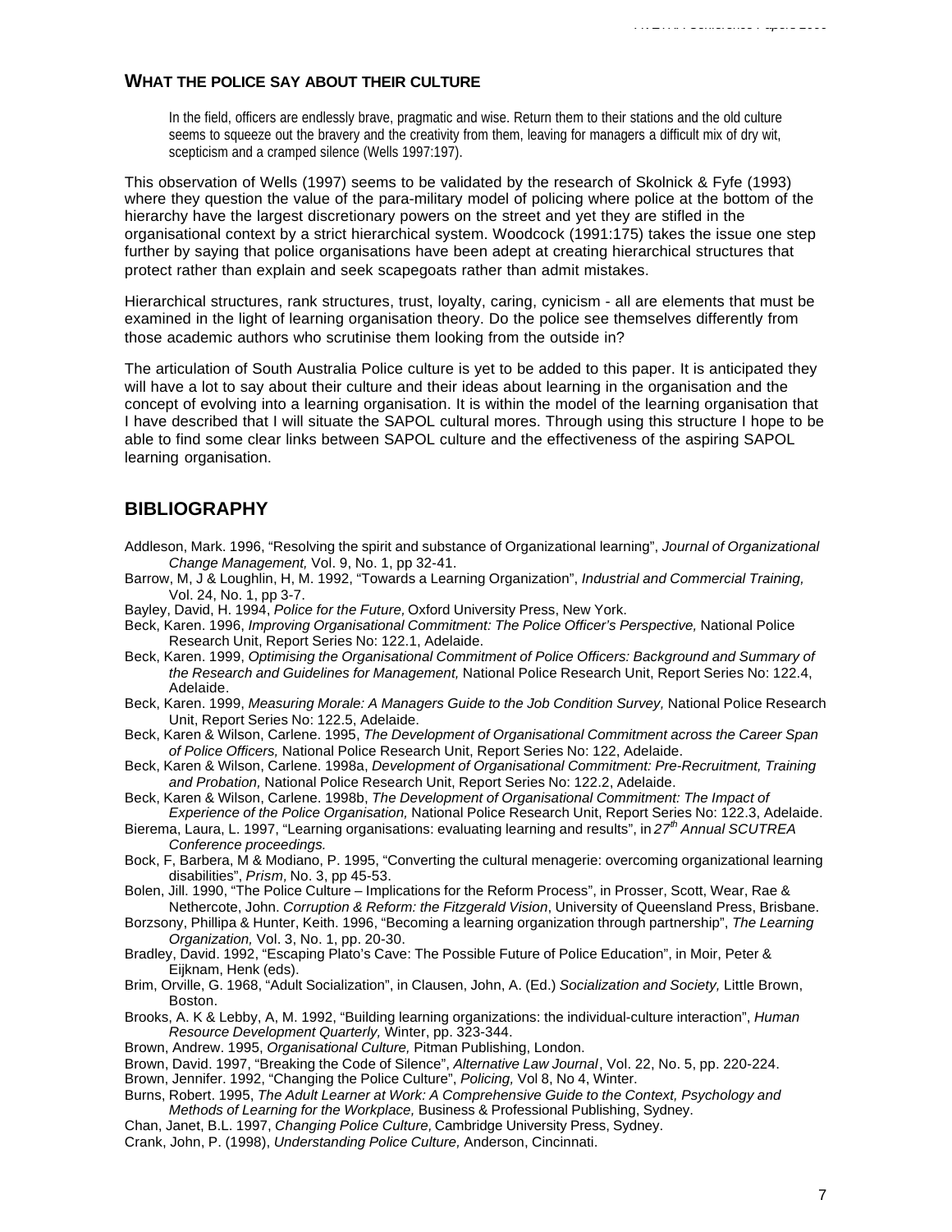## WHAT THE POLICE SAY ABOUT THEIR CULTURE

> In the field, officers are endlessly brave, pragmatic and wise. Return them to their stations and the old culture seems to squeeze out the bravery and the creativity from them, leaving for managers a difficult mix of dry wit, scepticism and a cramped silence (Wells 1997:197).

This observation of Wells (1997) seems to be validated by the research of Skolnick & Fyfe (1993) where they question the value of the para-military model of policing where police at the bottom of the hierarchy have the largest discretionary powers on the street and yet they are stifled in the organisational context by a strict hierarchical system. Woodcock (1991:175) takes the issue one step further by saying that police organisations have been adept at creating hierarchical structures that protect rather than explain and seek scapegoats rather than admit mistakes.

Hierarchical structures, rank structures, trust, loyalty, caring, cynicism - all are elements that must be examined in the light of learning organisation theory. Do the police see themselves differently from those academic authors who scrutinise them looking from the outside in?

The articulation of South Australia Police culture is yet to be added to this paper. It is anticipated they will have a lot to say about their culture and their ideas about learning in the organisation and the concept of evolving into a learning organisation. It is within the model of the learning organisation that I have described that I will situate the SAPOL cultural mores. Through using this structure I hope to be able to find some clear links between SAPOL culture and the effectiveness of the aspiring SAPOL learning organisation.

## BIBLIOGRAPHY

Addleson, Mark. 1996, "Resolving the spirit and substance of Organizational learning", *Journal of Organizational Change Management,* Vol. 9, No. 1, pp 32-41.

Barrow, M, J & Loughlin, H, M. 1992, "Towards a Learning Organization", *Industrial and Commercial Training,* Vol. 24, No. 1, pp 3-7.

Bayley, David, H. 1994, *Police for the Future,* Oxford University Press, New York.

Beck, Karen. 1996, *Improving Organisational Commitment: The Police Officer's Perspective,* National Police Research Unit, Report Series No: 122.1, Adelaide.

Beck, Karen. 1999, *Optimising the Organisational Commitment of Police Officers: Background and Summary of the Research and Guidelines for Management,* National Police Research Unit, Report Series No: 122.4, Adelaide.

Beck, Karen. 1999, *Measuring Morale: A Managers Guide to the Job Condition Survey,* National Police Research Unit, Report Series No: 122.5, Adelaide.

Beck, Karen & Wilson, Carlene. 1995, *The Development of Organisational Commitment across the Career Span of Police Officers,* National Police Research Unit, Report Series No: 122, Adelaide.

Beck, Karen & Wilson, Carlene. 1998a, *Development of Organisational Commitment: Pre-Recruitment, Training and Probation,* National Police Research Unit, Report Series No: 122.2, Adelaide.

Beck, Karen & Wilson, Carlene. 1998b, *The Development of Organisational Commitment: The Impact of Experience of the Police Organisation,* National Police Research Unit, Report Series No: 122.3, Adelaide.

Bierema, Laura, L. 1997, "Learning organisations: evaluating learning and results", in *27th Annual SCUTREA Conference proceedings.*

Bock, F, Barbera, M & Modiano, P. 1995, "Converting the cultural menagerie: overcoming organizational learning disabilities", *Prism,* No. 3, pp 45-53.

Bolen, Jill. 1990, "The Police Culture – Implications for the Reform Process", in Prosser, Scott, Wear, Rae & Nethercote, John. *Corruption & Reform: the Fitzgerald Vision*, University of Queensland Press, Brisbane.

Borzsony, Phillipa & Hunter, Keith. 1996, "Becoming a learning organization through partnership", *The Learning Organization,* Vol. 3, No. 1, pp. 20-30.

Bradley, David. 1992, "Escaping Plato's Cave: The Possible Future of Police Education", in Moir, Peter & Eijknam, Henk (eds).

Brim, Orville, G. 1968, "Adult Socialization", in Clausen, John, A. (Ed.) *Socialization and Society,* Little Brown, Boston.

Brooks, A. K & Lebby, A, M. 1992, "Building learning organizations: the individual-culture interaction", *Human Resource Development Quarterly,* Winter, pp. 323-344.

Brown, Andrew. 1995, *Organisational Culture,* Pitman Publishing, London.

Brown, David. 1997, "Breaking the Code of Silence", *Alternative Law Journal*, Vol. 22, No. 5, pp. 220-224.

Brown, Jennifer. 1992, "Changing the Police Culture", *Policing,* Vol 8, No 4, Winter.

Burns, Robert. 1995, *The Adult Learner at Work: A Comprehensive Guide to the Context, Psychology and Methods of Learning for the Workplace,* Business & Professional Publishing, Sydney.

Chan, Janet, B.L. 1997, *Changing Police Culture,* Cambridge University Press, Sydney.

Crank, John, P. (1998), *Understanding Police Culture,* Anderson, Cincinnati.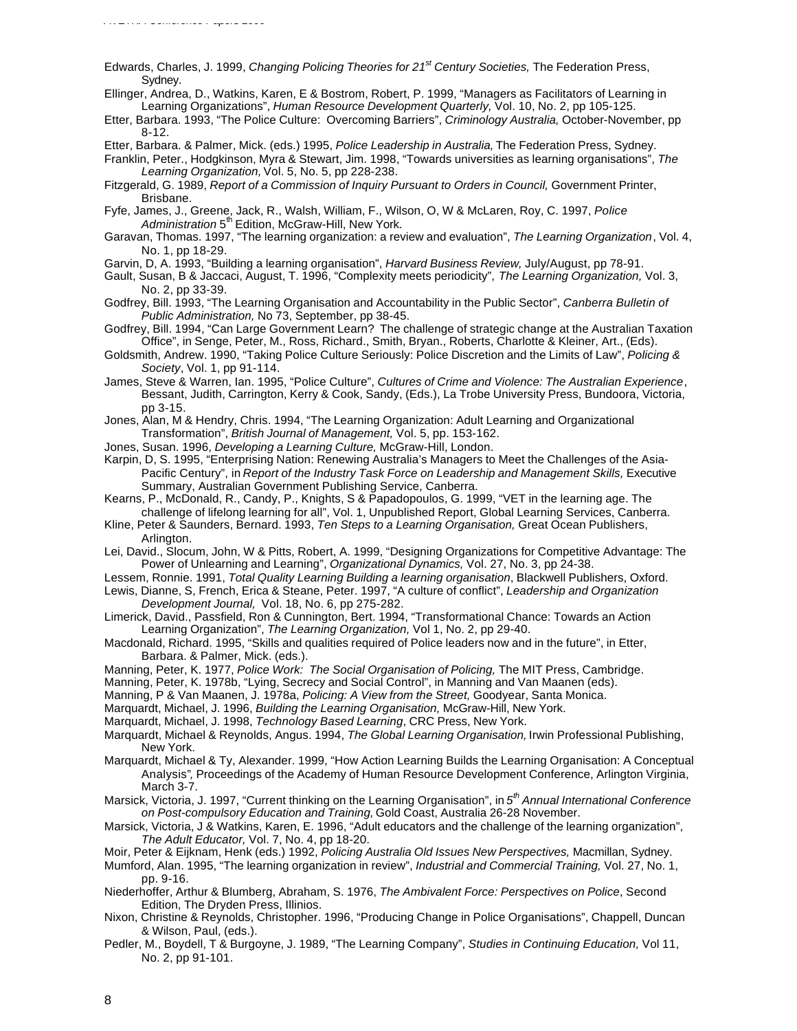Edwards, Charles, J. 1999, *Changing Policing Theories for 21st Century Societies,* The Federation Press, Sydney.

Ellinger, Andrea, D., Watkins, Karen, E & Bostrom, Robert, P. 1999, "Managers as Facilitators of Learning in Learning Organizations", *Human Resource Development Quarterly,* Vol. 10, No. 2, pp 105-125.

Etter, Barbara. 1993, "The Police Culture: Overcoming Barriers", *Criminology Australia,* October-November, pp 8-12.

Etter, Barbara. & Palmer, Mick. (eds.) 1995, *Police Leadership in Australia,* The Federation Press, Sydney.

Franklin, Peter., Hodgkinson, Myra & Stewart, Jim. 1998, "Towards universities as learning organisations", *The Learning Organization,* Vol. 5, No. 5, pp 228-238.

Fitzgerald, G. 1989, *Report of a Commission of Inquiry Pursuant to Orders in Council,* Government Printer, Brisbane.

Fyfe, James, J., Greene, Jack, R., Walsh, William, F., Wilson, O, W & McLaren, Roy, C. 1997, *Police Administration* 5th Edition, McGraw-Hill, New York.

Garavan, Thomas. 1997, "The learning organization: a review and evaluation", *The Learning Organization*, Vol. 4, No. 1, pp 18-29.

Garvin, D, A. 1993, "Building a learning organisation", *Harvard Business Review,* July/August, pp 78-91.

Gault, Susan, B & Jaccaci, August, T. 1996, "Complexity meets periodicity", *The Learning Organization,* Vol. 3, No. 2, pp 33-39.

Godfrey, Bill. 1993, "The Learning Organisation and Accountability in the Public Sector", *Canberra Bulletin of Public Administration,* No 73, September, pp 38-45.

Godfrey, Bill. 1994, "Can Large Government Learn? The challenge of strategic change at the Australian Taxation Office", in Senge, Peter, M., Ross, Richard., Smith, Bryan., Roberts, Charlotte & Kleiner, Art., (Eds).

Goldsmith, Andrew. 1990, "Taking Police Culture Seriously: Police Discretion and the Limits of Law", *Policing & Society*, Vol. 1, pp 91-114.

James, Steve & Warren, Ian. 1995, "Police Culture", *Cultures of Crime and Violence: The Australian Experience*, Bessant, Judith, Carrington, Kerry & Cook, Sandy, (Eds.), La Trobe University Press, Bundoora, Victoria, pp 3-15.

Jones, Alan, M & Hendry, Chris. 1994, "The Learning Organization: Adult Learning and Organizational Transformation", *British Journal of Management,* Vol. 5, pp. 153-162.

Jones, Susan. 1996, *Developing a Learning Culture,* McGraw-Hill, London.

Karpin, D, S. 1995, "Enterprising Nation: Renewing Australia's Managers to Meet the Challenges of the Asia-Pacific Century", in *Report of the Industry Task Force on Leadership and Management Skills,* Executive Summary, Australian Government Publishing Service, Canberra.

Kearns, P., McDonald, R., Candy, P., Knights, S & Papadopoulos, G. 1999, "VET in the learning age. The challenge of lifelong learning for all", Vol. 1, Unpublished Report, Global Learning Services, Canberra.

Kline, Peter & Saunders, Bernard. 1993, *Ten Steps to a Learning Organisation,* Great Ocean Publishers, Arlington.

Lei, David., Slocum, John, W & Pitts, Robert, A. 1999, "Designing Organizations for Competitive Advantage: The Power of Unlearning and Learning", *Organizational Dynamics,* Vol. 27, No. 3, pp 24-38.

Lessem, Ronnie. 1991, *Total Quality Learning Building a learning organisation*, Blackwell Publishers, Oxford.

Lewis, Dianne, S, French, Erica & Steane, Peter. 1997, "A culture of conflict", *Leadership and Organization Development Journal,* Vol. 18, No. 6, pp 275-282.

Limerick, David., Passfield, Ron & Cunnington, Bert. 1994, "Transformational Chance: Towards an Action Learning Organization", *The Learning Organization,* Vol 1, No. 2, pp 29-40.

Macdonald, Richard. 1995, "Skills and qualities required of Police leaders now and in the future", in Etter, Barbara. & Palmer, Mick. (eds.).

Manning, Peter, K. 1977, *Police Work: The Social Organisation of Policing,* The MIT Press, Cambridge.

Manning, Peter, K. 1978b, "Lying, Secrecy and Social Control", in Manning and Van Maanen (eds).

Manning, P & Van Maanen, J. 1978a, *Policing: A View from the Street,* Goodyear, Santa Monica.

Marquardt, Michael, J. 1996, *Building the Learning Organisation,* McGraw-Hill, New York.

Marquardt, Michael, J. 1998, *Technology Based Learning*, CRC Press, New York.

Marquardt, Michael & Reynolds, Angus. 1994, *The Global Learning Organisation,* Irwin Professional Publishing, New York.

Marquardt, Michael & Ty, Alexander. 1999, "How Action Learning Builds the Learning Organisation: A Conceptual Analysis"*,* Proceedings of the Academy of Human Resource Development Conference, Arlington Virginia, March 3-7.

Marsick, Victoria, J. 1997, "Current thinking on the Learning Organisation", in *5th Annual International Conference on Post-compulsory Education and Training,* Gold Coast, Australia 26-28 November.

Marsick, Victoria, J & Watkins, Karen, E. 1996, "Adult educators and the challenge of the learning organization", *The Adult Educator,* Vol. 7, No. 4, pp 18-20.

Moir, Peter & Eijknam, Henk (eds.) 1992, *Policing Australia Old Issues New Perspectives,* Macmillan, Sydney.

Mumford, Alan. 1995, "The learning organization in review", *Industrial and Commercial Training,* Vol. 27, No. 1, pp. 9-16.

Niederhoffer, Arthur & Blumberg, Abraham, S. 1976, *The Ambivalent Force: Perspectives on Police*, Second Edition, The Dryden Press, Illinios.

Nixon, Christine & Reynolds, Christopher. 1996, "Producing Change in Police Organisations", Chappell, Duncan & Wilson, Paul, (eds.).

Pedler, M., Boydell, T & Burgoyne, J. 1989, "The Learning Company", *Studies in Continuing Education,* Vol 11, No. 2, pp 91-101.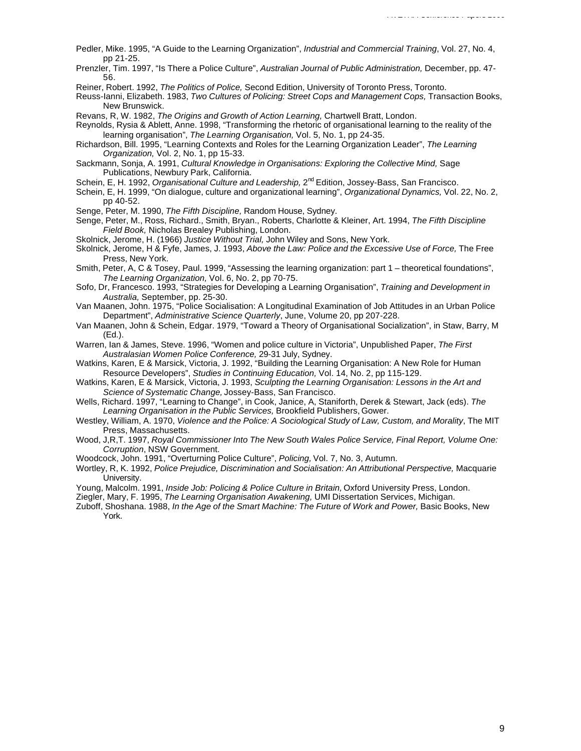Pedler, Mike. 1995, "A Guide to the Learning Organization", *Industrial and Commercial Training*, Vol. 27, No. 4, pp 21-25.

Prenzler, Tim. 1997, "Is There a Police Culture", *Australian Journal of Public Administration,* December, pp. 47-56.

Reiner, Robert. 1992, *The Politics of Police,* Second Edition, University of Toronto Press, Toronto.

Reuss-Ianni, Elizabeth. 1983, *Two Cultures of Policing: Street Cops and Management Cops,* Transaction Books, New Brunswick.

Revans, R, W. 1982, *The Origins and Growth of Action Learning,* Chartwell Bratt, London.

Reynolds, Rysia & Ablett, Anne. 1998, "Transforming the rhetoric of organisational learning to the reality of the learning organisation", *The Learning Organisation,* Vol. 5, No. 1, pp 24-35.

Richardson, Bill. 1995, "Learning Contexts and Roles for the Learning Organization Leader", *The Learning Organization,* Vol. 2, No. 1, pp 15-33.

Sackmann, Sonja, A. 1991, *Cultural Knowledge in Organisations: Exploring the Collective Mind,* Sage Publications, Newbury Park, California.

Schein, E, H. 1992, *Organisational Culture and Leadership,* 2nd Edition, Jossey-Bass, San Francisco.

Schein, E, H. 1999, "On dialogue, culture and organizational learning", *Organizational Dynamics,* Vol. 22, No. 2, pp 40-52.

Senge, Peter, M. 1990, *The Fifth Discipline,* Random House, Sydney.

Senge, Peter, M., Ross, Richard., Smith, Bryan., Roberts, Charlotte & Kleiner, Art. 1994, *The Fifth Discipline Field Book,* Nicholas Brealey Publishing, London.

Skolnick, Jerome, H. (1966) *Justice Without Trial,* John Wiley and Sons, New York.

Skolnick, Jerome, H & Fyfe, James, J. 1993, *Above the Law: Police and the Excessive Use of Force,* The Free Press, New York.

Smith, Peter, A, C & Tosey, Paul. 1999, "Assessing the learning organization: part 1 – theoretical foundations", *The Learning Organization,* Vol. 6, No. 2, pp 70-75.

Sofo, Dr, Francesco. 1993, "Strategies for Developing a Learning Organisation", *Training and Development in Australia,* September, pp. 25-30.

Van Maanen, John. 1975, "Police Socialisation: A Longitudinal Examination of Job Attitudes in an Urban Police Department", *Administrative Science Quarterly*, June, Volume 20, pp 207-228.

Van Maanen, John & Schein, Edgar. 1979, "Toward a Theory of Organisational Socialization", in Staw, Barry, M (Ed.).

Warren, Ian & James, Steve. 1996, "Women and police culture in Victoria", Unpublished Paper, *The First Australasian Women Police Conference,* 29-31 July, Sydney.

Watkins, Karen, E & Marsick, Victoria, J. 1992, "Building the Learning Organisation: A New Role for Human Resource Developers", *Studies in Continuing Education,* Vol. 14, No. 2, pp 115-129.

Watkins, Karen, E & Marsick, Victoria, J. 1993, *Sculpting the Learning Organisation: Lessons in the Art and Science of Systematic Change,* Jossey-Bass, San Francisco.

Wells, Richard. 1997, "Learning to Change", in Cook, Janice, A, Staniforth, Derek & Stewart, Jack (eds). *The Learning Organisation in the Public Services,* Brookfield Publishers, Gower.

Westley, William, A. 1970, *Violence and the Police: A Sociological Study of Law, Custom, and Morality*, The MIT Press, Massachusetts.

Wood, J,R,T. 1997, *Royal Commissioner Into The New South Wales Police Service, Final Report, Volume One: Corruption*, NSW Government.

Woodcock, John. 1991, "Overturning Police Culture", *Policing,* Vol. 7, No. 3, Autumn.

Wortley, R, K. 1992, *Police Prejudice, Discrimination and Socialisation: An Attributional Perspective,* Macquarie University.

Young, Malcolm. 1991, *Inside Job: Policing & Police Culture in Britain,* Oxford University Press, London.

Ziegler, Mary, F. 1995, *The Learning Organisation Awakening,* UMI Dissertation Services, Michigan.

Zuboff, Shoshana. 1988, *In the Age of the Smart Machine: The Future of Work and Power,* Basic Books, New York.